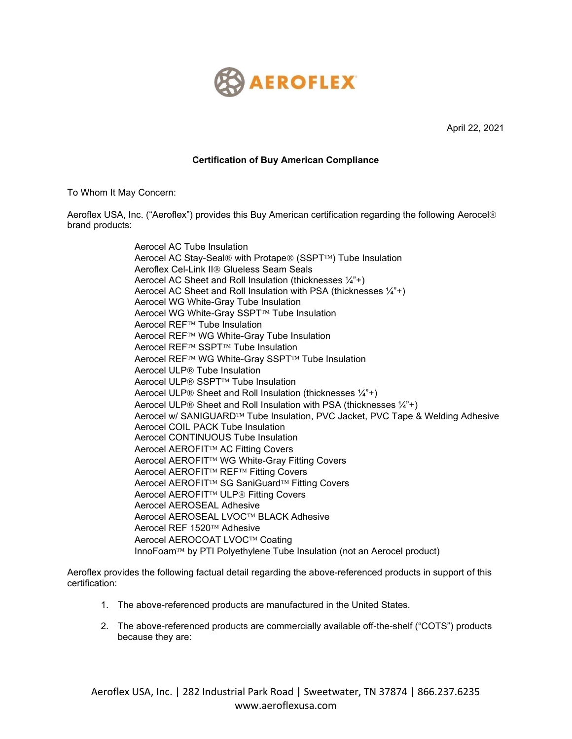AEROFLEX

April 22, 2021

**Certification of Buy American Compliance**

To Whom It May Concern:

Aeroflex USA, Inc. ("Aeroflex") provides this Buy American certification regarding the following Aerocel® brand products:

Aerocel AC Tube Insulation
Aerocel AC Stay-Seal® with Protape® (SSPT™) Tube Insulation
Aeroflex Cel-Link II® Glueless Seam Seals
Aerocel AC Sheet and Roll Insulation (thicknesses ¼"+)
Aerocel AC Sheet and Roll Insulation with PSA (thicknesses ¼"+)
Aerocel WG White-Gray Tube Insulation
Aerocel WG White-Gray SSPT™ Tube Insulation
Aerocel REF™ Tube Insulation
Aerocel REF™ WG White-Gray Tube Insulation
Aerocel REF™ SSPT™ Tube Insulation
Aerocel REF™ WG White-Gray SSPT™ Tube Insulation
Aerocel ULP® Tube Insulation
Aerocel ULP® SSPT™ Tube Insulation
Aerocel ULP® Sheet and Roll Insulation (thicknesses ¼"+)
Aerocel ULP® Sheet and Roll Insulation with PSA (thicknesses ¼"+)
Aerocel w/ SANIGUARD™ Tube Insulation, PVC Jacket, PVC Tape & Welding Adhesive
Aerocel COIL PACK Tube Insulation
Aerocel CONTINUOUS Tube Insulation
Aerocel AEROFIT™ AC Fitting Covers
Aerocel AEROFIT™ WG White-Gray Fitting Covers
Aerocel AEROFIT™ REF™ Fitting Covers
Aerocel AEROFIT™ SG SaniGuard™ Fitting Covers
Aerocel AEROFIT™ ULP® Fitting Covers
Aerocel AEROSEAL Adhesive
Aerocel AEROSEAL LVOC™ BLACK Adhesive
Aerocel REF 1520™ Adhesive
Aerocel AEROCOAT LVOC™ Coating
InnoFoam™ by PTI Polyethylene Tube Insulation (not an Aerocel product)

Aeroflex provides the following factual detail regarding the above-referenced products in support of this certification:

1. The above-referenced products are manufactured in the United States.

2. The above-referenced products are commercially available off-the-shelf ("COTS") products because they are:

Aeroflex USA, Inc. | 282 Industrial Park Road | Sweetwater, TN 37874 | 866.237.6235
www.aeroflexusa.com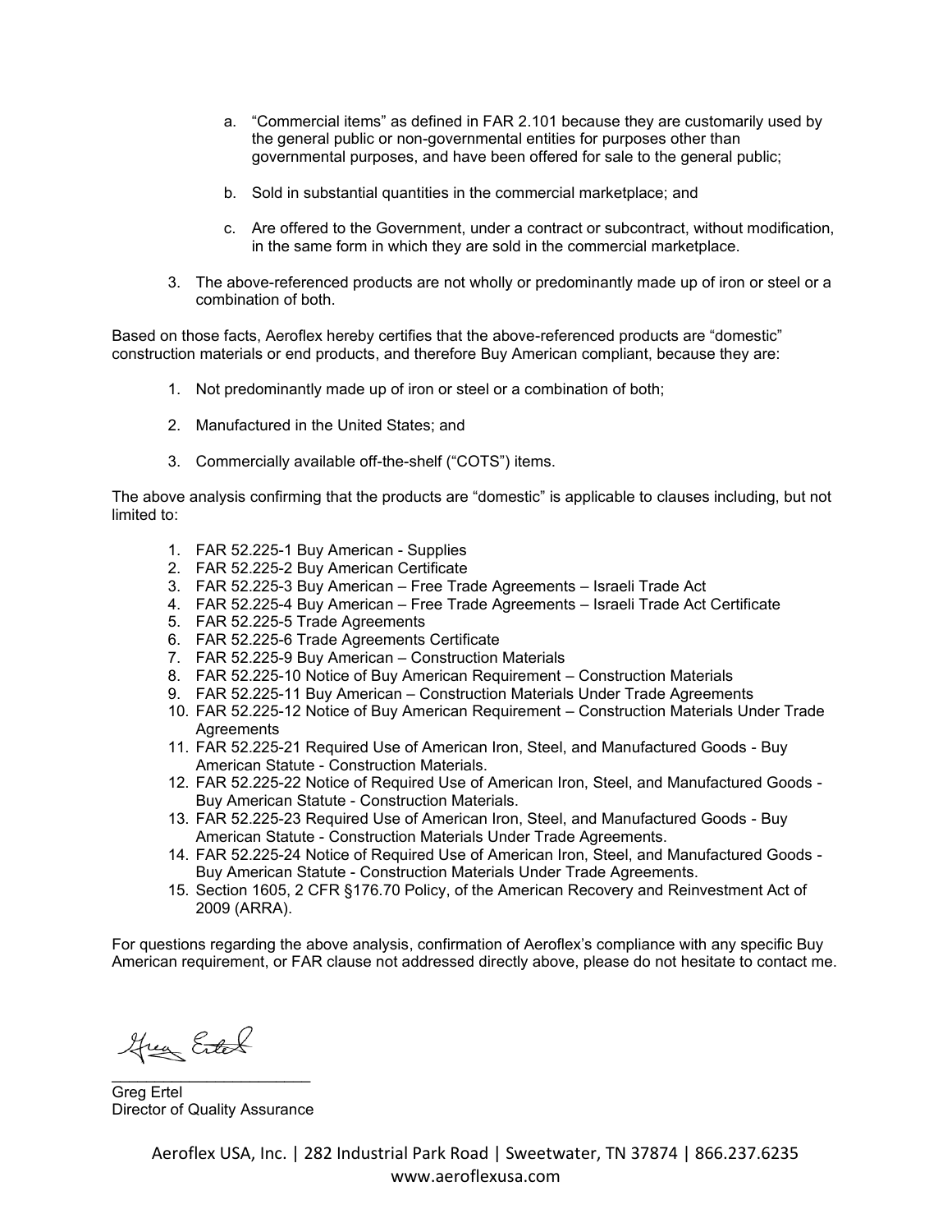a. "Commercial items" as defined in FAR 2.101 because they are customarily used by the general public or non-governmental entities for purposes other than governmental purposes, and have been offered for sale to the general public;

b. Sold in substantial quantities in the commercial marketplace; and

c. Are offered to the Government, under a contract or subcontract, without modification, in the same form in which they are sold in the commercial marketplace.

3. The above-referenced products are not wholly or predominantly made up of iron or steel or a combination of both.

Based on those facts, Aeroflex hereby certifies that the above-referenced products are "domestic" construction materials or end products, and therefore Buy American compliant, because they are:

1. Not predominantly made up of iron or steel or a combination of both;

2. Manufactured in the United States; and

3. Commercially available off-the-shelf ("COTS") items.

The above analysis confirming that the products are "domestic" is applicable to clauses including, but not limited to:

1. FAR 52.225-1 Buy American - Supplies
2. FAR 52.225-2 Buy American Certificate
3. FAR 52.225-3 Buy American – Free Trade Agreements – Israeli Trade Act
4. FAR 52.225-4 Buy American – Free Trade Agreements – Israeli Trade Act Certificate
5. FAR 52.225-5 Trade Agreements
6. FAR 52.225-6 Trade Agreements Certificate
7. FAR 52.225-9 Buy American – Construction Materials
8. FAR 52.225-10 Notice of Buy American Requirement – Construction Materials
9. FAR 52.225-11 Buy American – Construction Materials Under Trade Agreements
10. FAR 52.225-12 Notice of Buy American Requirement – Construction Materials Under Trade Agreements
11. FAR 52.225-21 Required Use of American Iron, Steel, and Manufactured Goods - Buy American Statute - Construction Materials.
12. FAR 52.225-22 Notice of Required Use of American Iron, Steel, and Manufactured Goods - Buy American Statute - Construction Materials.
13. FAR 52.225-23 Required Use of American Iron, Steel, and Manufactured Goods - Buy American Statute - Construction Materials Under Trade Agreements.
14. FAR 52.225-24 Notice of Required Use of American Iron, Steel, and Manufactured Goods - Buy American Statute - Construction Materials Under Trade Agreements.
15. Section 1605, 2 CFR §176.70 Policy, of the American Recovery and Reinvestment Act of 2009 (ARRA).

For questions regarding the above analysis, confirmation of Aeroflex's compliance with any specific Buy American requirement, or FAR clause not addressed directly above, please do not hesitate to contact me.

Greg Ertel
Director of Quality Assurance

Aeroflex USA, Inc. | 282 Industrial Park Road | Sweetwater, TN 37874 | 866.237.6235
www.aeroflexusa.com